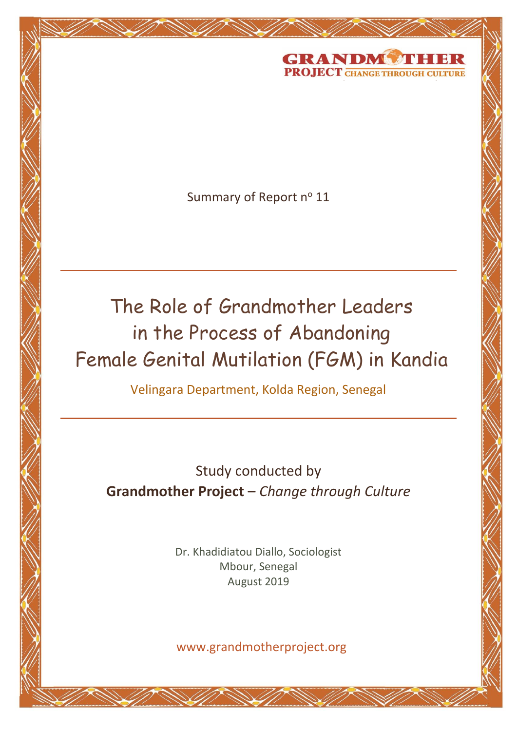GRANDMOTHER PROJECT CHANGE THROUGH CULTURE

Summary of Report n$^{o}$ 11

# The Role of Grandmother Leaders in the Process of Abandoning Female Genital Mutilation (FGM) in Kandia

Velingara Department, Kolda Region, Senegal

Study conducted by
**Grandmother Project** – *Change through Culture*

Dr. Khadidiatou Diallo, Sociologist
Mbour, Senegal
August 2019

www.grandmotherproject.org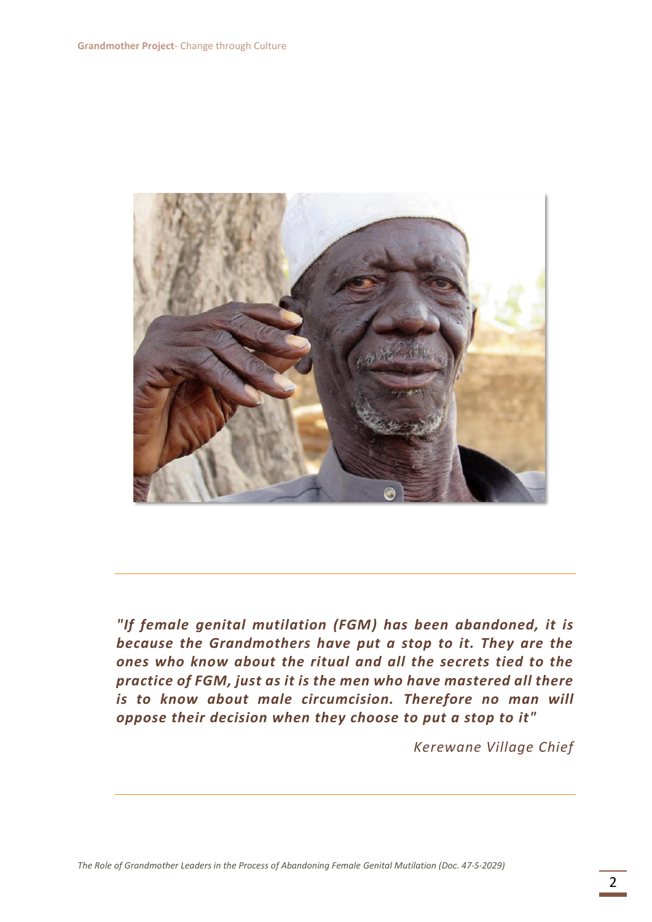*"If female genital mutilation (FGM) has been abandoned, it is because the Grandmothers have put a stop to it. They are the ones who know about the ritual and all the secrets tied to the practice of FGM, just as it is the men who have mastered all there is to know about male circumcision. Therefore no man will oppose their decision when they choose to put a stop to it"*

*Kerewane Village Chief*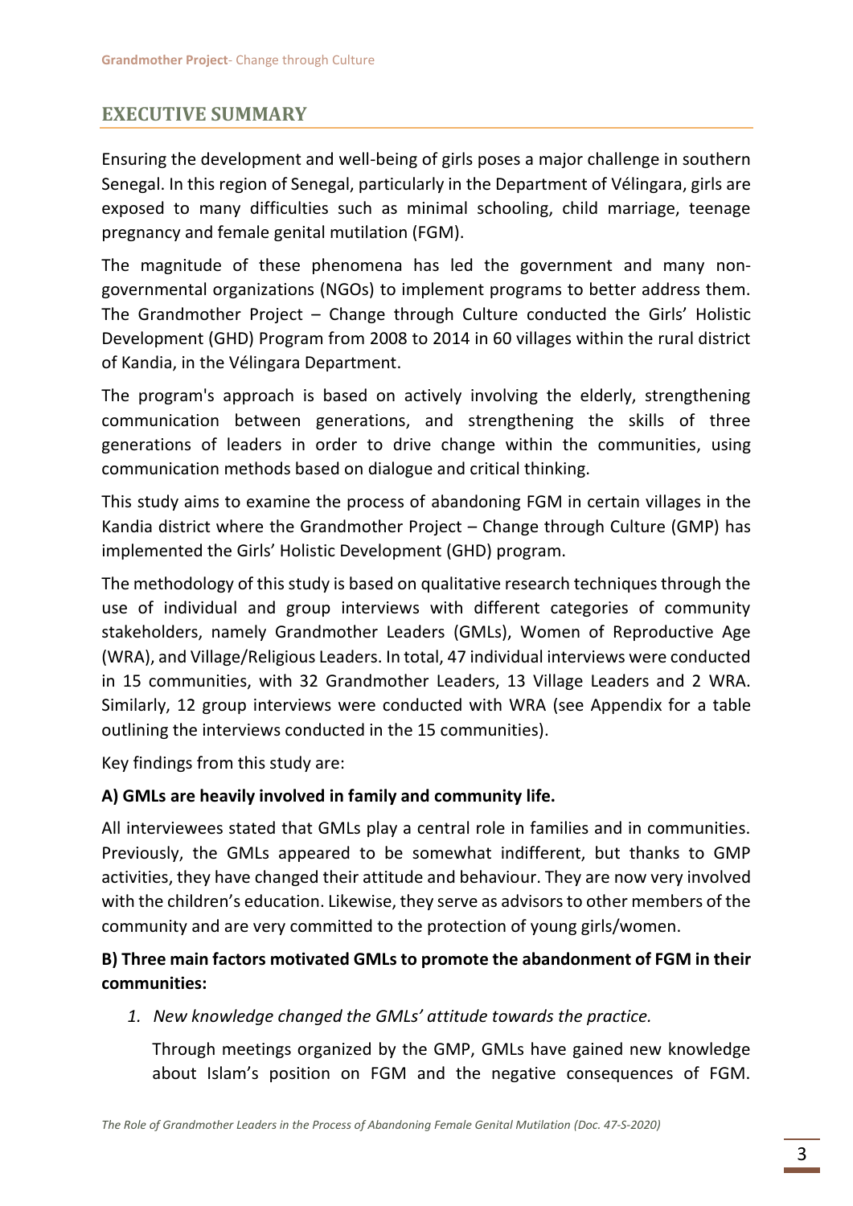## EXECUTIVE SUMMARY

Ensuring the development and well-being of girls poses a major challenge in southern Senegal. In this region of Senegal, particularly in the Department of Vélingara, girls are exposed to many difficulties such as minimal schooling, child marriage, teenage pregnancy and female genital mutilation (FGM).

The magnitude of these phenomena has led the government and many non-governmental organizations (NGOs) to implement programs to better address them. The Grandmother Project – Change through Culture conducted the Girls' Holistic Development (GHD) Program from 2008 to 2014 in 60 villages within the rural district of Kandia, in the Vélingara Department.

The program's approach is based on actively involving the elderly, strengthening communication between generations, and strengthening the skills of three generations of leaders in order to drive change within the communities, using communication methods based on dialogue and critical thinking.

This study aims to examine the process of abandoning FGM in certain villages in the Kandia district where the Grandmother Project – Change through Culture (GMP) has implemented the Girls' Holistic Development (GHD) program.

The methodology of this study is based on qualitative research techniques through the use of individual and group interviews with different categories of community stakeholders, namely Grandmother Leaders (GMLs), Women of Reproductive Age (WRA), and Village/Religious Leaders. In total, 47 individual interviews were conducted in 15 communities, with 32 Grandmother Leaders, 13 Village Leaders and 2 WRA. Similarly, 12 group interviews were conducted with WRA (see Appendix for a table outlining the interviews conducted in the 15 communities).

Key findings from this study are:

**A) GMLs are heavily involved in family and community life.**

All interviewees stated that GMLs play a central role in families and in communities. Previously, the GMLs appeared to be somewhat indifferent, but thanks to GMP activities, they have changed their attitude and behaviour. They are now very involved with the children's education. Likewise, they serve as advisors to other members of the community and are very committed to the protection of young girls/women.

**B) Three main factors motivated GMLs to promote the abandonment of FGM in their communities:**

1. *New knowledge changed the GMLs' attitude towards the practice.*

   Through meetings organized by the GMP, GMLs have gained new knowledge about Islam's position on FGM and the negative consequences of FGM.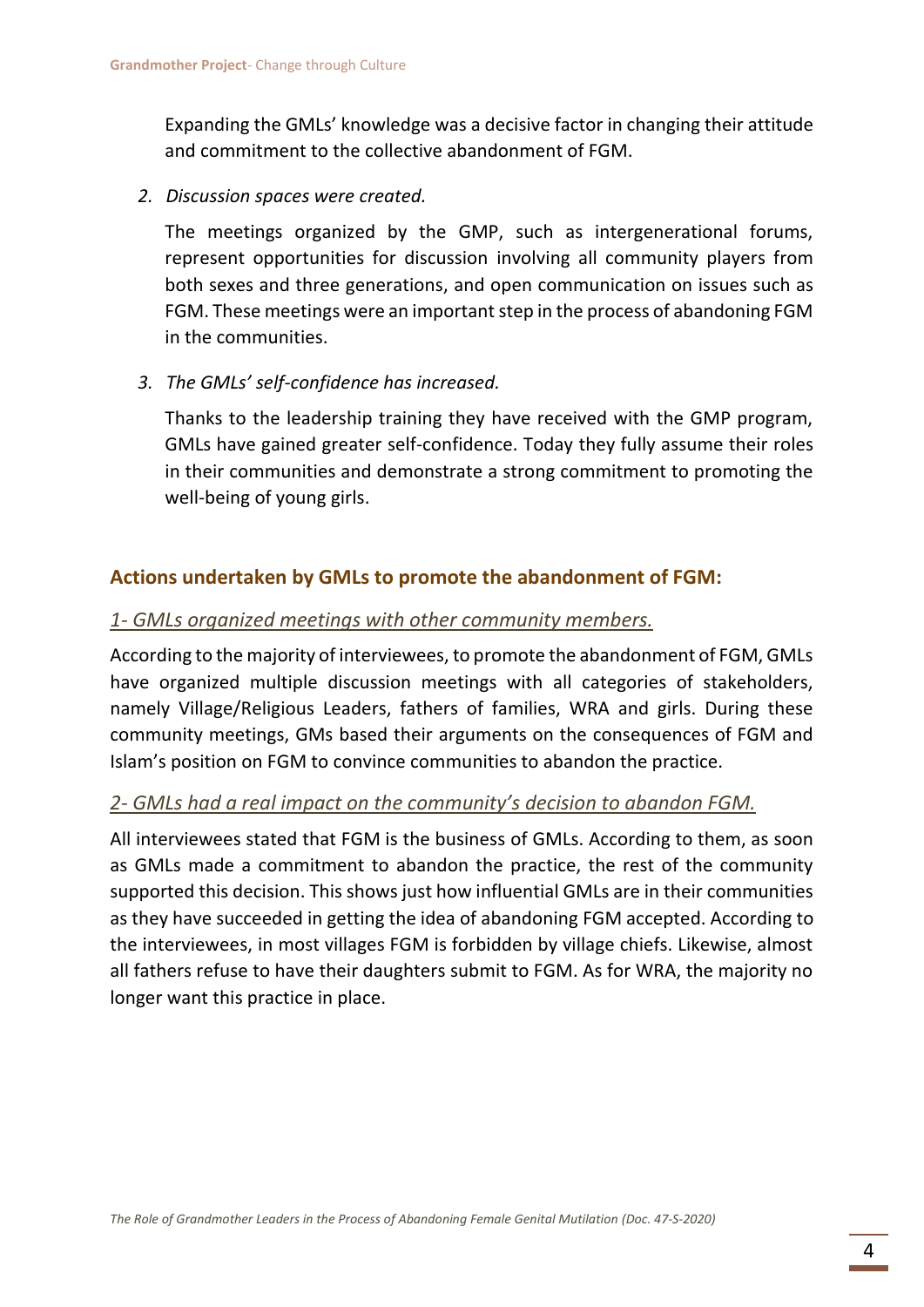Expanding the GMLs' knowledge was a decisive factor in changing their attitude and commitment to the collective abandonment of FGM.

2. *Discussion spaces were created.*

   The meetings organized by the GMP, such as intergenerational forums, represent opportunities for discussion involving all community players from both sexes and three generations, and open communication on issues such as FGM. These meetings were an important step in the process of abandoning FGM in the communities.

3. *The GMLs' self-confidence has increased.*

   Thanks to the leadership training they have received with the GMP program, GMLs have gained greater self-confidence. Today they fully assume their roles in their communities and demonstrate a strong commitment to promoting the well-being of young girls.

## Actions undertaken by GMLs to promote the abandonment of FGM:

### *1- GMLs organized meetings with other community members.*

According to the majority of interviewees, to promote the abandonment of FGM, GMLs have organized multiple discussion meetings with all categories of stakeholders, namely Village/Religious Leaders, fathers of families, WRA and girls. During these community meetings, GMs based their arguments on the consequences of FGM and Islam's position on FGM to convince communities to abandon the practice.

### *2- GMLs had a real impact on the community's decision to abandon FGM.*

All interviewees stated that FGM is the business of GMLs. According to them, as soon as GMLs made a commitment to abandon the practice, the rest of the community supported this decision. This shows just how influential GMLs are in their communities as they have succeeded in getting the idea of abandoning FGM accepted. According to the interviewees, in most villages FGM is forbidden by village chiefs. Likewise, almost all fathers refuse to have their daughters submit to FGM. As for WRA, the majority no longer want this practice in place.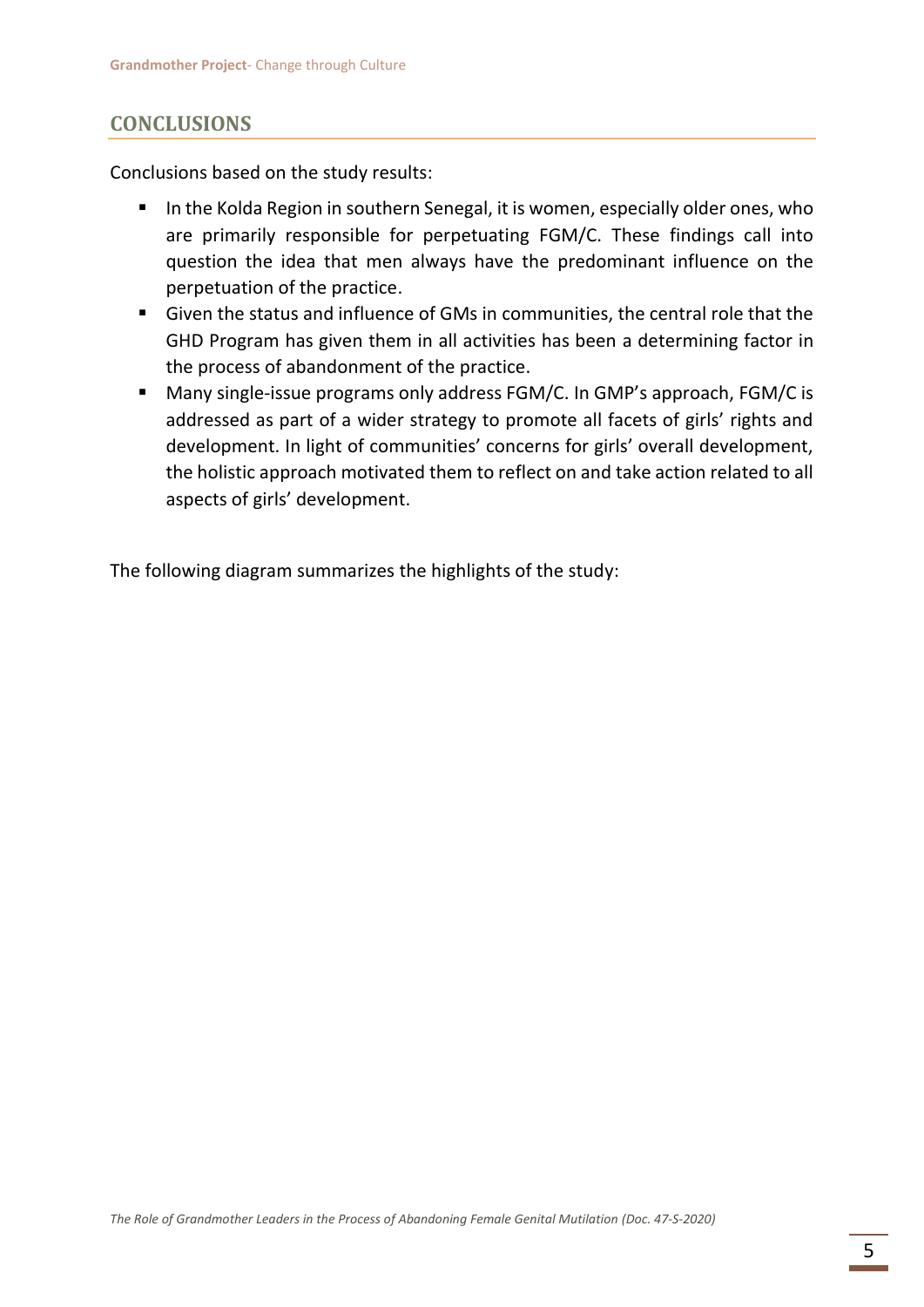## CONCLUSIONS

Conclusions based on the study results:

- In the Kolda Region in southern Senegal, it is women, especially older ones, who are primarily responsible for perpetuating FGM/C. These findings call into question the idea that men always have the predominant influence on the perpetuation of the practice.
- Given the status and influence of GMs in communities, the central role that the GHD Program has given them in all activities has been a determining factor in the process of abandonment of the practice.
- Many single-issue programs only address FGM/C. In GMP's approach, FGM/C is addressed as part of a wider strategy to promote all facets of girls' rights and development. In light of communities' concerns for girls' overall development, the holistic approach motivated them to reflect on and take action related to all aspects of girls' development.

The following diagram summarizes the highlights of the study: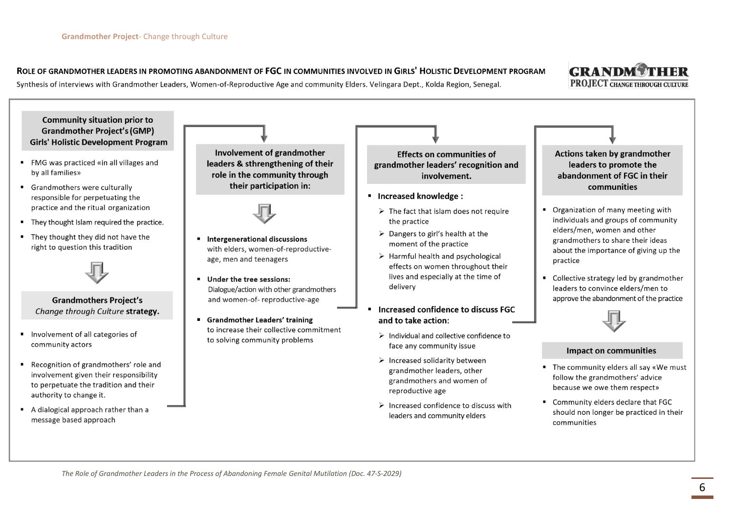## Role of Grandmother Leaders in Promoting Abandonment of FGC in Communities Involved in Girls' Holistic Development Program

Synthesis of interviews with Grandmother Leaders, Women-of-Reproductive Age and community Elders. Velingara Dept., Kolda Region, Senegal.

### Community situation prior to Grandmother Project's (GMP) Girls' Holistic Development Program

- FMG was practiced «in all villages and by all families»
- Grandmothers were culturally responsible for perpetuating the practice and the ritual organization
- They thought Islam required the practice.
- They thought they did not have the right to question this tradition

### Grandmothers Project's *Change through Culture* strategy.

- Involvement of all categories of community actors
- Recognition of grandmothers' role and involvement given their responsibility to perpetuate the tradition and their authority to change it.
- A dialogical approach rather than a message based approach

### Involvement of grandmother leaders & sthrengthening of their role in the community through their participation in:

- **Intergenerational discussions** with elders, women-of-reproductive-age, men and teenagers
- **Under the tree sessions:** Dialogue/action with other grandmothers and women-of- reproductive-age
- **Grandmother Leaders' training** to increase their collective commitment to solving community problems

### Effects on communities of grandmother leaders' recognition and involvement.

- **Increased knowledge :**
  - The fact that islam does not require the practice
  - Dangers to girl's health at the moment of the practice
  - Harmful health and psychological effects on women throughout their lives and especially at the time of delivery
- **Increased confidence to discuss FGC and to take action:**
  - Individual and collective confidence to face any community issue
  - Increased solidarity between grandmother leaders, other grandmothers and women of reproductive age
  - Increased confidence to discuss with leaders and community elders

### Actions taken by grandmother leaders to promote the abandonment of FGC in their communities

- Organization of many meeting with individuals and groups of community elders/men, women and other grandmothers to share their ideas about the importance of giving up the practice
- Collective strategy led by grandmother leaders to convince elders/men to approve the abandonment of the practice

### Impact on communities

- The community elders all say «We must follow the grandmothers' advice because we owe them respect»
- Community elders declare that FGC should non longer be practiced in their communities

*The Role of Grandmother Leaders in the Process of Abandoning Female Genital Mutilation (Doc. 47-S-2029)*